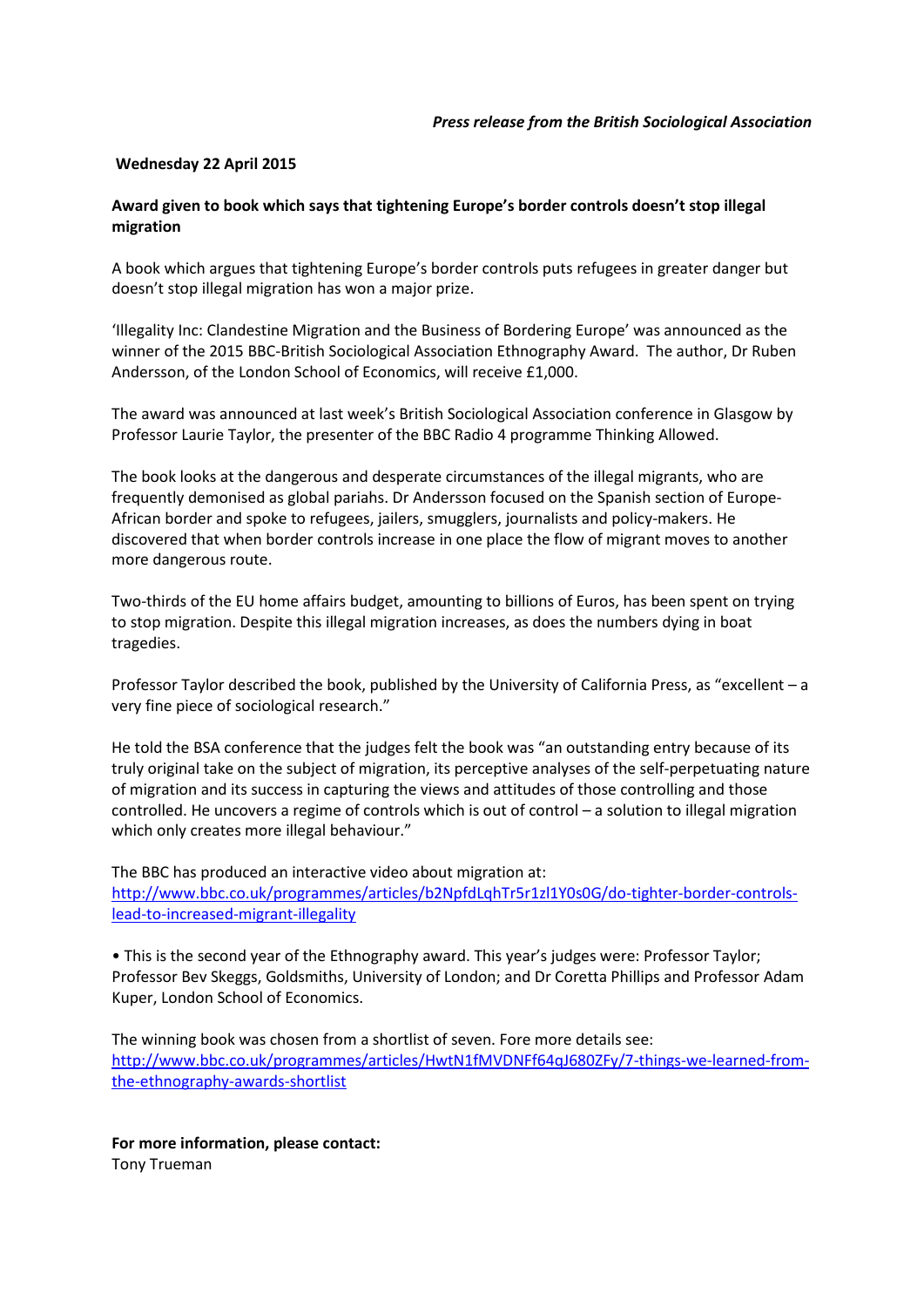*Press release from the British Sociological Association*

**Wednesday 22 April 2015**

**Award given to book which says that tightening Europe's border controls doesn't stop illegal migration**

A book which argues that tightening Europe's border controls puts refugees in greater danger but doesn't stop illegal migration has won a major prize.

'Illegality Inc: Clandestine Migration and the Business of Bordering Europe' was announced as the winner of the 2015 BBC-British Sociological Association Ethnography Award. The author, Dr Ruben Andersson, of the London School of Economics, will receive £1,000.

The award was announced at last week's British Sociological Association conference in Glasgow by Professor Laurie Taylor, the presenter of the BBC Radio 4 programme Thinking Allowed.

The book looks at the dangerous and desperate circumstances of the illegal migrants, who are frequently demonised as global pariahs. Dr Andersson focused on the Spanish section of Europe-African border and spoke to refugees, jailers, smugglers, journalists and policy-makers. He discovered that when border controls increase in one place the flow of migrant moves to another more dangerous route.

Two-thirds of the EU home affairs budget, amounting to billions of Euros, has been spent on trying to stop migration. Despite this illegal migration increases, as does the numbers dying in boat tragedies.

Professor Taylor described the book, published by the University of California Press, as "excellent – a very fine piece of sociological research."

He told the BSA conference that the judges felt the book was "an outstanding entry because of its truly original take on the subject of migration, its perceptive analyses of the self-perpetuating nature of migration and its success in capturing the views and attitudes of those controlling and those controlled. He uncovers a regime of controls which is out of control – a solution to illegal migration which only creates more illegal behaviour."

The BBC has produced an interactive video about migration at:
[http://www.bbc.co.uk/programmes/articles/b2NpfdLqhTr5r1zl1Y0s0G/do-tighter-border-controls-lead-to-increased-migrant-illegality](http://www.bbc.co.uk/programmes/articles/b2NpfdLqhTr5r1zl1Y0s0G/do-tighter-border-controls-lead-to-increased-migrant-illegality)

• This is the second year of the Ethnography award. This year's judges were: Professor Taylor; Professor Bev Skeggs, Goldsmiths, University of London; and Dr Coretta Phillips and Professor Adam Kuper, London School of Economics.

The winning book was chosen from a shortlist of seven. Fore more details see:
[http://www.bbc.co.uk/programmes/articles/HwtN1fMVDNFf64qJ680ZFy/7-things-we-learned-from-the-ethnography-awards-shortlist](http://www.bbc.co.uk/programmes/articles/HwtN1fMVDNFf64qJ680ZFy/7-things-we-learned-from-the-ethnography-awards-shortlist)

**For more information, please contact:**
Tony Trueman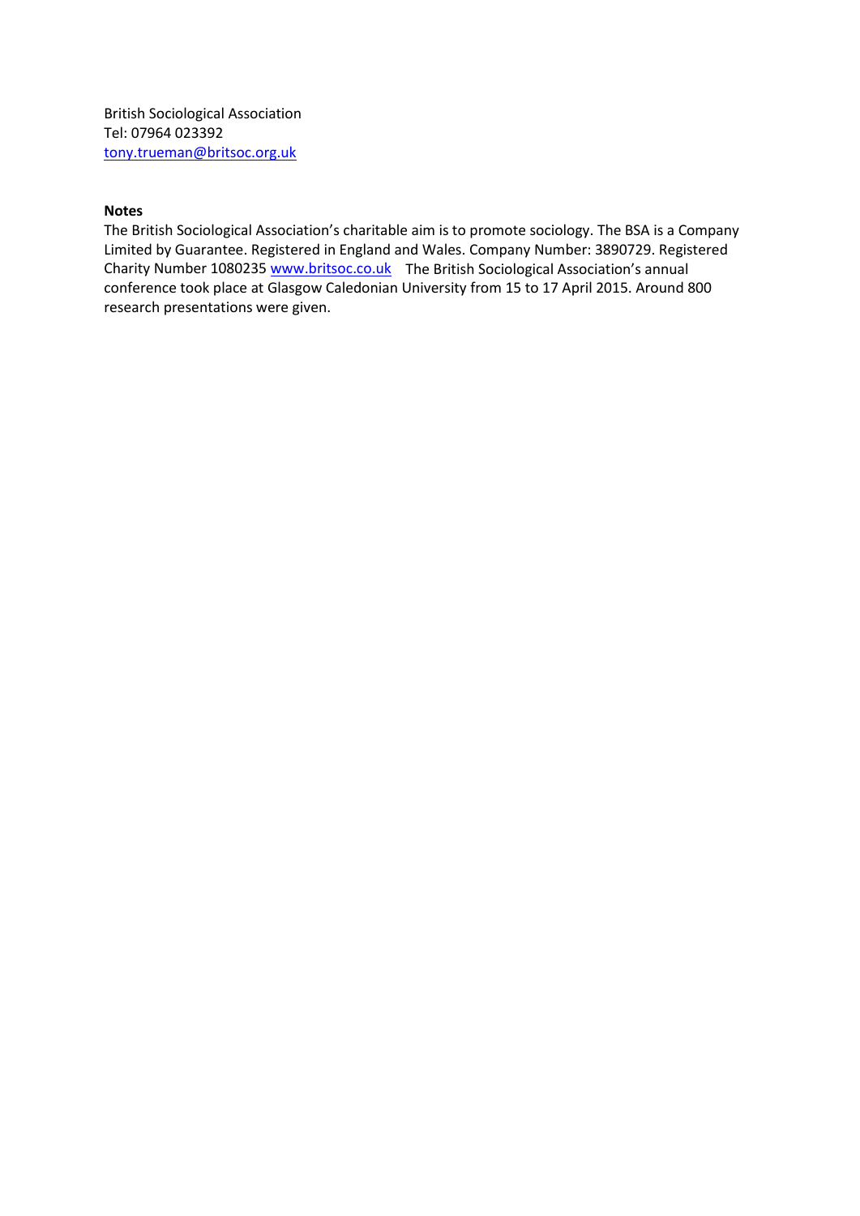British Sociological Association
Tel: 07964 023392
tony.trueman@britsoc.org.uk

**Notes**

The British Sociological Association's charitable aim is to promote sociology. The BSA is a Company Limited by Guarantee. Registered in England and Wales. Company Number: 3890729. Registered Charity Number 1080235 www.britsoc.co.uk The British Sociological Association's annual conference took place at Glasgow Caledonian University from 15 to 17 April 2015. Around 800 research presentations were given.